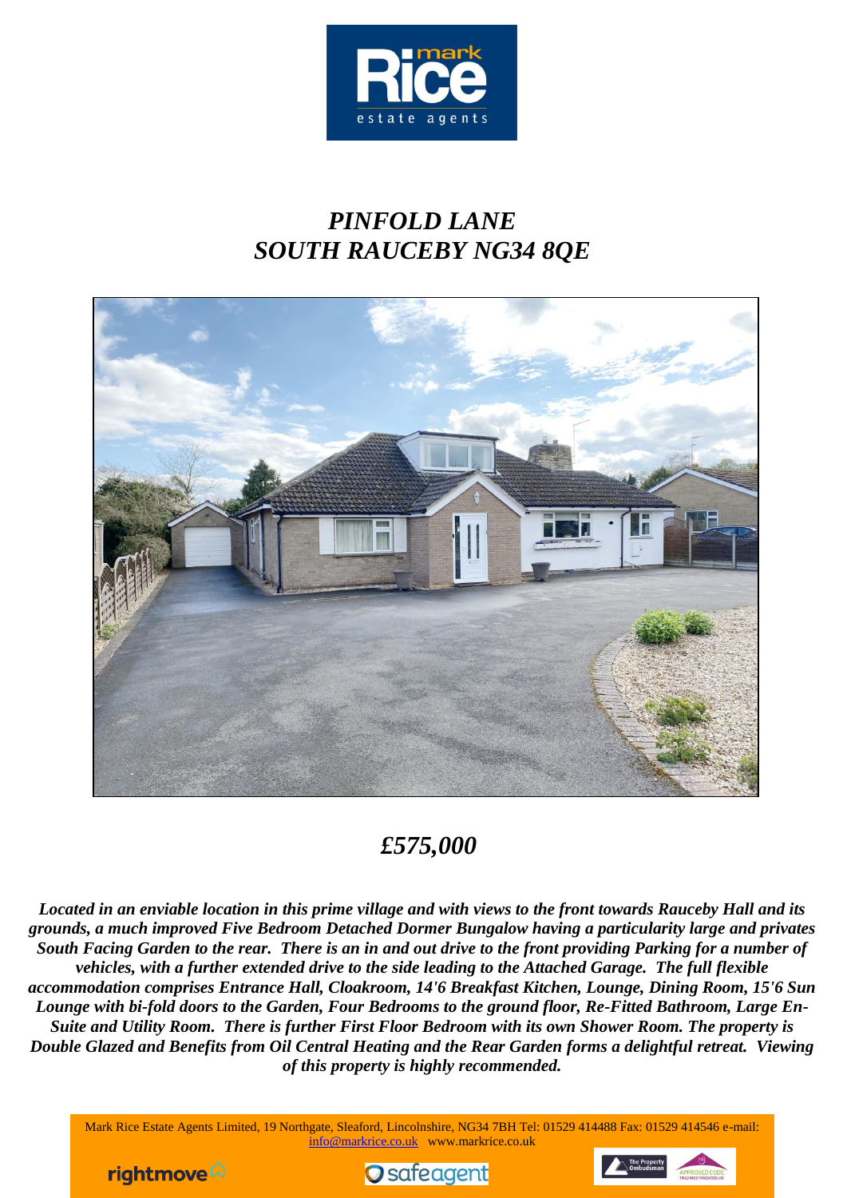# *PINFOLD LANE*
# *SOUTH RAUCEBY NG34 8QE*

## *£575,000*

***Located in an enviable location in this prime village and with views to the front towards Rauceby Hall and its grounds, a much improved Five Bedroom Detached Dormer Bungalow having a particularity large and privates South Facing Garden to the rear. There is an in and out drive to the front providing Parking for a number of vehicles, with a further extended drive to the side leading to the Attached Garage. The full flexible accommodation comprises Entrance Hall, Cloakroom, 14'6 Breakfast Kitchen, Lounge, Dining Room, 15'6 Sun Lounge with bi-fold doors to the Garden, Four Bedrooms to the ground floor, Re-Fitted Bathroom, Large En-Suite and Utility Room. There is further First Floor Bedroom with its own Shower Room. The property is Double Glazed and Benefits from Oil Central Heating and the Rear Garden forms a delightful retreat. Viewing of this property is highly recommended.***

Mark Rice Estate Agents Limited, 19 Northgate, Sleaford, Lincolnshire, NG34 7BH Tel: 01529 414488 Fax: 01529 414546 e-mail: info@markrice.co.uk www.markrice.co.uk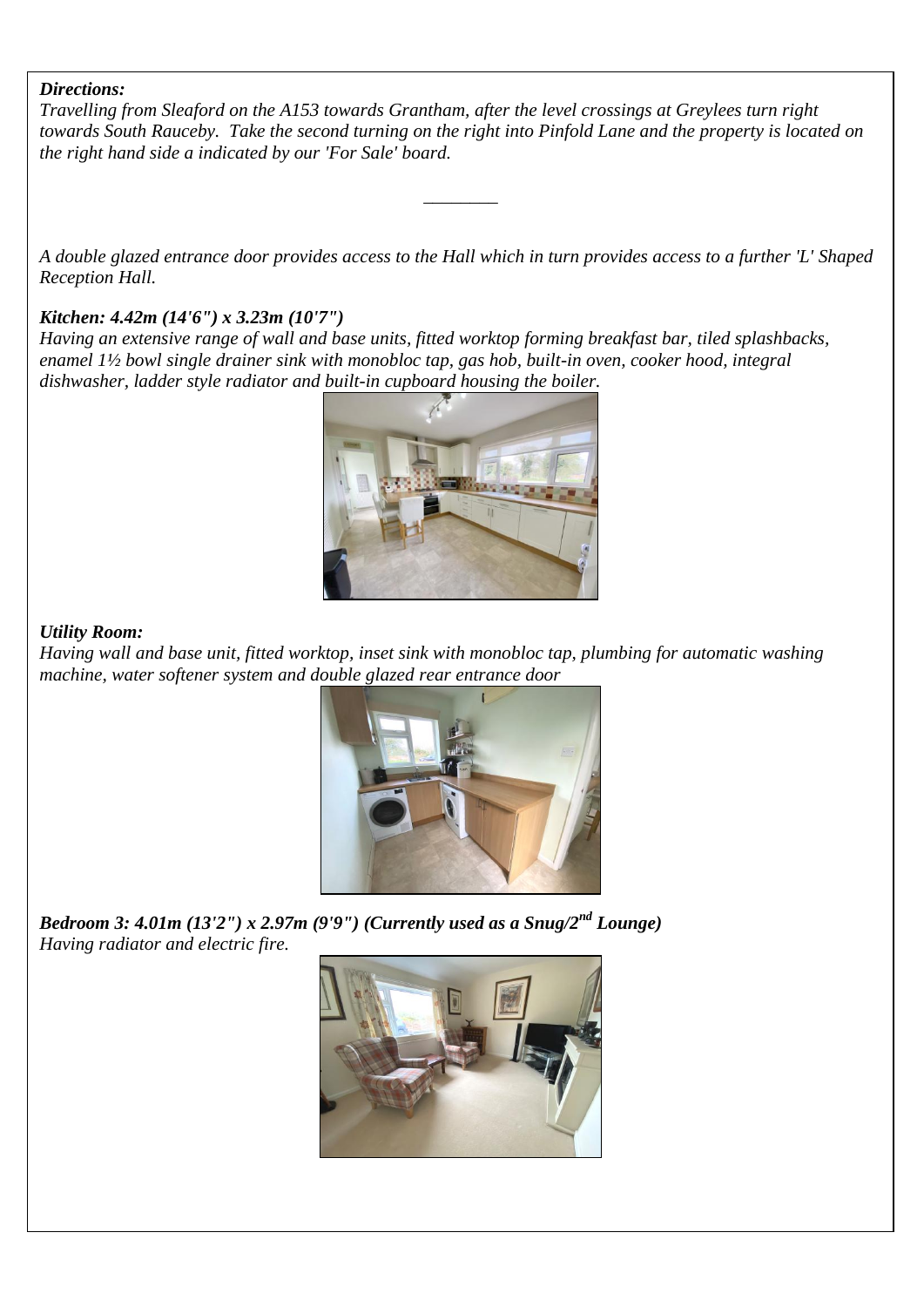***Directions:***

*Travelling from Sleaford on the A153 towards Grantham, after the level crossings at Greylees turn right towards South Rauceby. Take the second turning on the right into Pinfold Lane and the property is located on the right hand side a indicated by our 'For Sale' board.*

---

*A double glazed entrance door provides access to the Hall which in turn provides access to a further 'L' Shaped Reception Hall.*

***Kitchen: 4.42m (14'6") x 3.23m (10'7")***

*Having an extensive range of wall and base units, fitted worktop forming breakfast bar, tiled splashbacks, enamel 1½ bowl single drainer sink with monobloc tap, gas hob, built-in oven, cooker hood, integral dishwasher, ladder style radiator and built-in cupboard housing the boiler.*

***Utility Room:***

*Having wall and base unit, fitted worktop, inset sink with monobloc tap, plumbing for automatic washing machine, water softener system and double glazed rear entrance door*

***Bedroom 3: 4.01m (13'2") x 2.97m (9'9") (Currently used as a Snug/2nd Lounge)***

*Having radiator and electric fire.*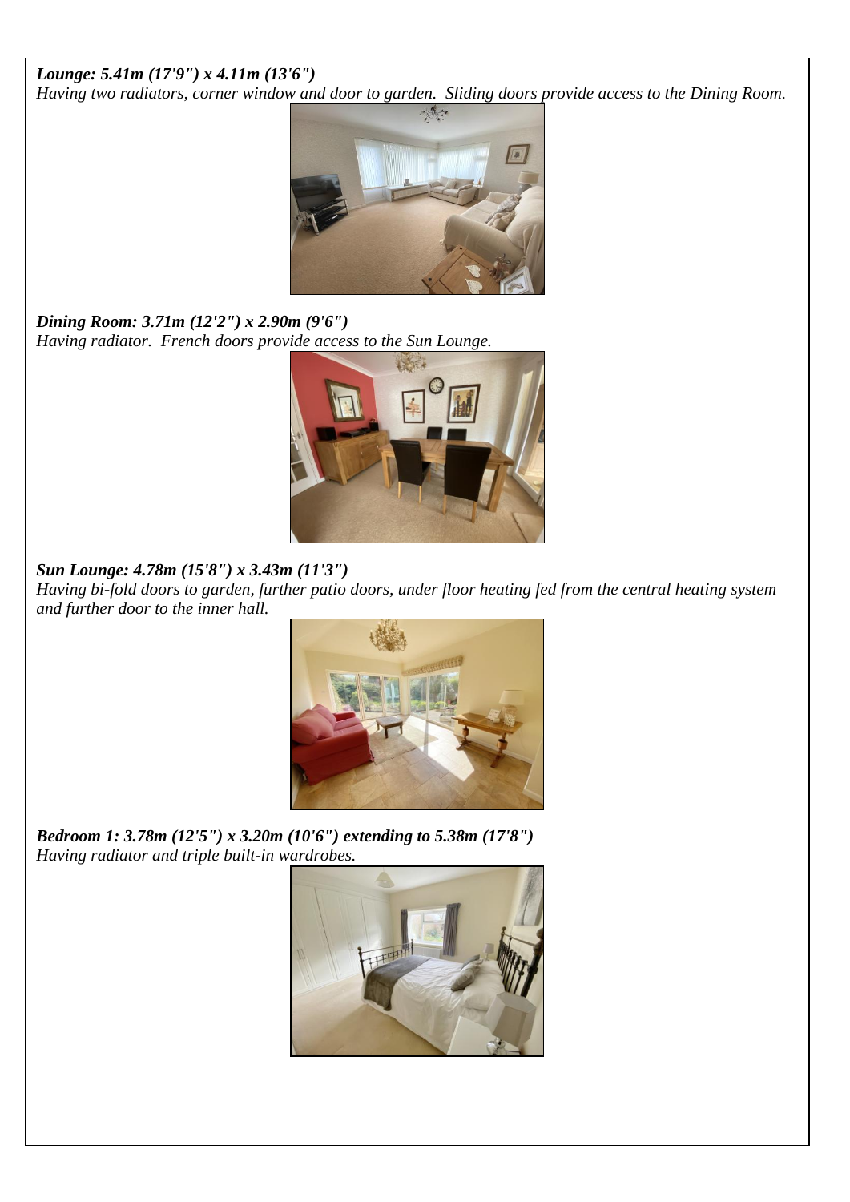***Lounge: 5.41m (17'9") x 4.11m (13'6")***
*Having two radiators, corner window and door to garden. Sliding doors provide access to the Dining Room.*

***Dining Room: 3.71m (12'2") x 2.90m (9'6")***
*Having radiator. French doors provide access to the Sun Lounge.*

***Sun Lounge: 4.78m (15'8") x 3.43m (11'3")***
*Having bi-fold doors to garden, further patio doors, under floor heating fed from the central heating system and further door to the inner hall.*

***Bedroom 1: 3.78m (12'5") x 3.20m (10'6") extending to 5.38m (17'8")***
*Having radiator and triple built-in wardrobes.*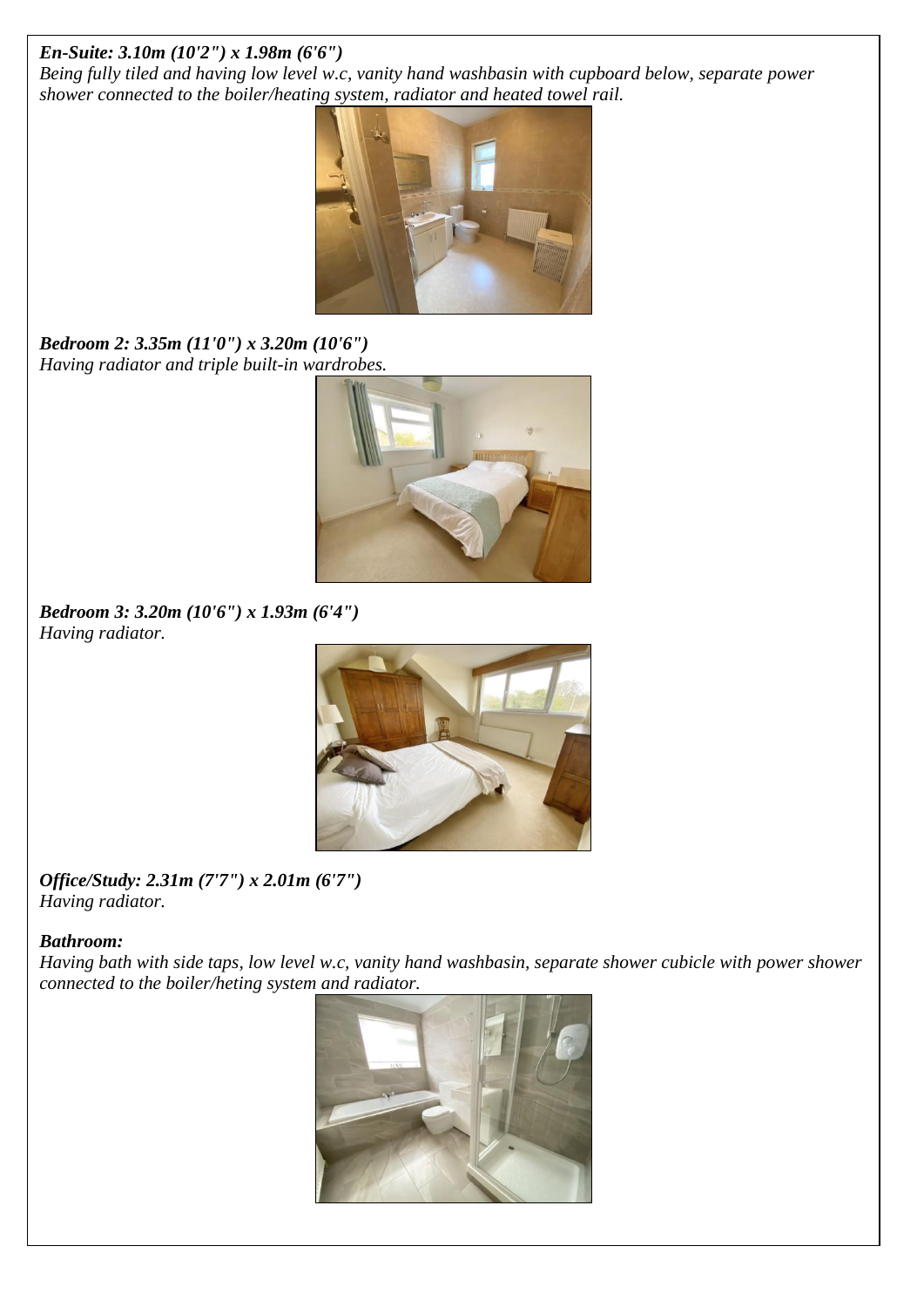***En-Suite: 3.10m (10'2") x 1.98m (6'6")***
*Being fully tiled and having low level w.c, vanity hand washbasin with cupboard below, separate power shower connected to the boiler/heating system, radiator and heated towel rail.*

***Bedroom 2: 3.35m (11'0") x 3.20m (10'6")***
*Having radiator and triple built-in wardrobes.*

***Bedroom 3: 3.20m (10'6") x 1.93m (6'4")***
*Having radiator.*

***Office/Study: 2.31m (7'7") x 2.01m (6'7")***
*Having radiator.*

***Bathroom:***
*Having bath with side taps, low level w.c, vanity hand washbasin, separate shower cubicle with power shower connected to the boiler/heting system and radiator.*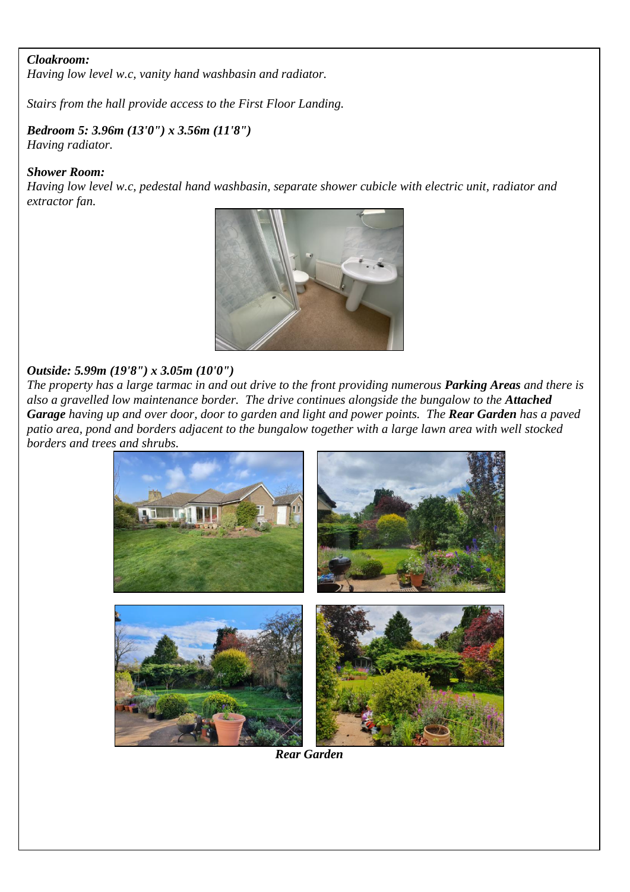***Cloakroom:***
*Having low level w.c, vanity hand washbasin and radiator.*

*Stairs from the hall provide access to the First Floor Landing.*

***Bedroom 5: 3.96m (13'0") x 3.56m (11'8")***
*Having radiator.*

***Shower Room:***
*Having low level w.c, pedestal hand washbasin, separate shower cubicle with electric unit, radiator and extractor fan.*

***Outside: 5.99m (19'8") x 3.05m (10'0")***
*The property has a large tarmac in and out drive to the front providing numerous **Parking Areas** and there is also a gravelled low maintenance border. The drive continues alongside the bungalow to the **Attached Garage** having up and over door, door to garden and light and power points. The **Rear Garden** has a paved patio area, pond and borders adjacent to the bungalow together with a large lawn area with well stocked borders and trees and shrubs.*

***Rear Garden***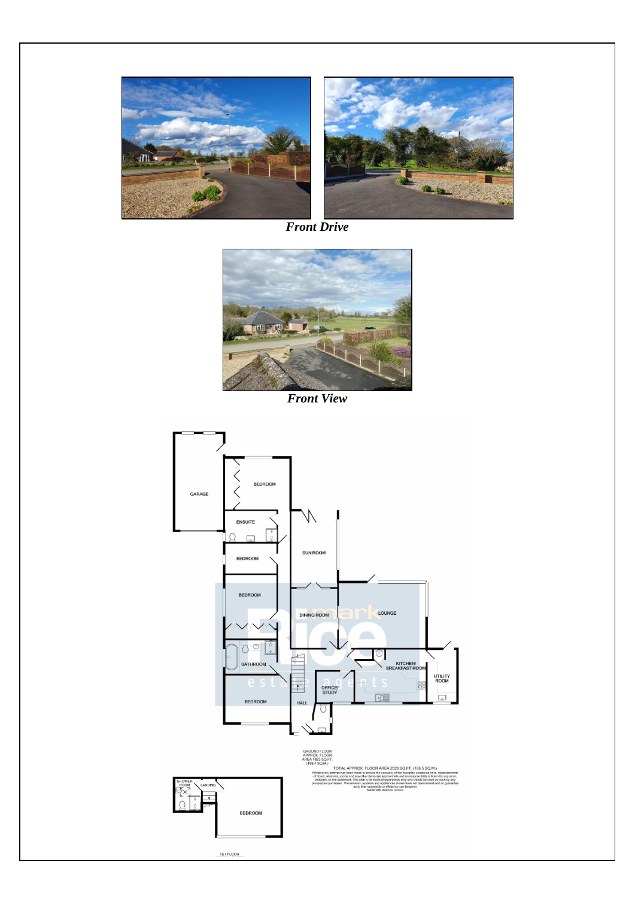*Front Drive*

*Front View*

GARAGE

BEDROOM

ENSUITE

BEDROOM

SUN ROOM

BEDROOM

DINING ROOM

LOUNGE

BATHROOM

KITCHEN/ BREAKFAST ROOM

UTILITY ROOM

OFFICE/ STUDY

BEDROOM

HALL

GROUND FLOOR APPROX. FLOOR AREA 1823 SQ.FT. (169.4 SQ.M.)

TOTAL APPROX. FLOOR AREA 2029 SQ.FT. (188.5 SQ.M.)

Whilst every attempt has been made to ensure the accuracy of the floor plan contained here, measurements of doors, windows, rooms and any other items are approximate and no responsibility is taken for any error, omission, or mis-statement. This plan is for illustrative purposes only and should be used as such by any prospective purchaser. The services, systems and appliances shown have not been tested and no guarantee as to their operability or efficiency can be given.
Made with Metropix ©2022

SHOWER ROOM

LANDING

BEDROOM

1ST FLOOR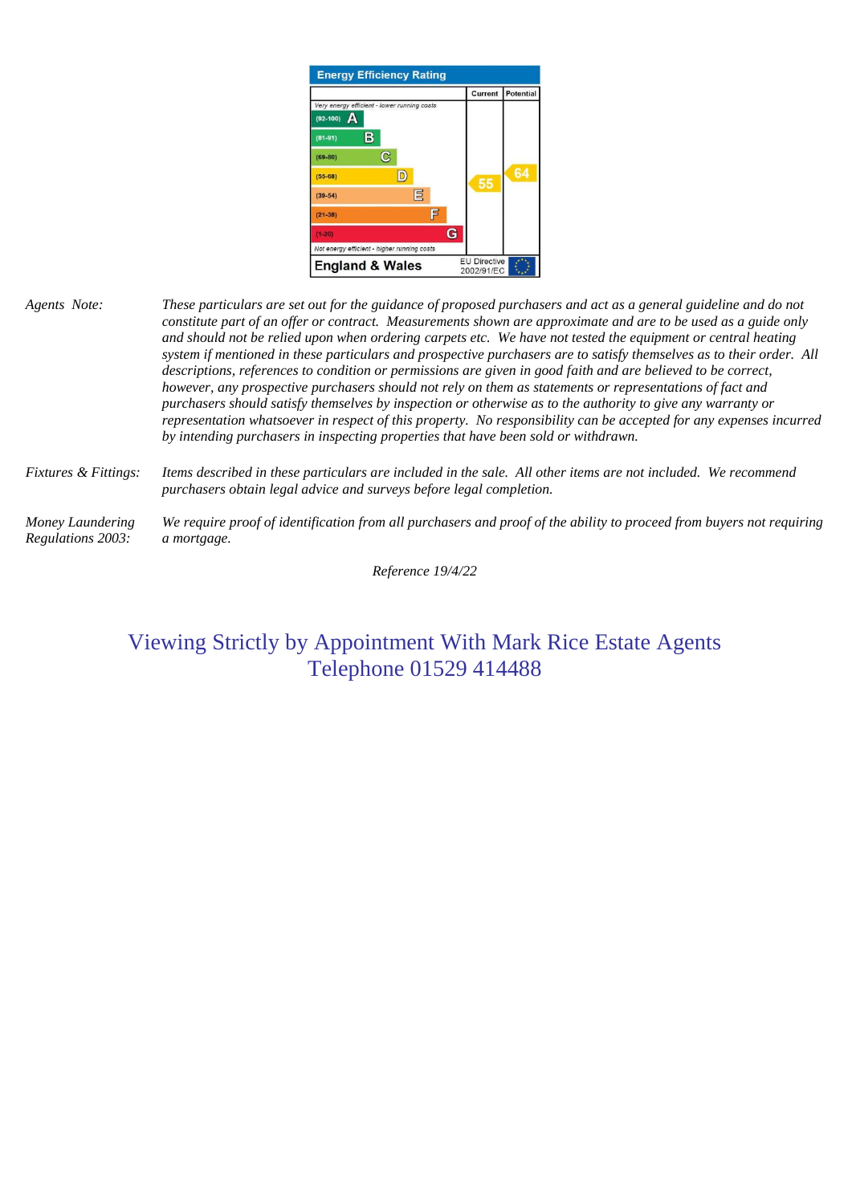Energy Efficiency Rating

Current | Potential

Very energy efficient - lower running costs

(92-100) A

(81-91) B

(69-80) C

(55-68) D

(39-54) E

(21-38) F

(1-20) G

Not energy efficient - higher running costs

55

64

England & Wales

EU Directive 2002/91/EC

*Agents Note:* *These particulars are set out for the guidance of proposed purchasers and act as a general guideline and do not constitute part of an offer or contract. Measurements shown are approximate and are to be used as a guide only and should not be relied upon when ordering carpets etc. We have not tested the equipment or central heating system if mentioned in these particulars and prospective purchasers are to satisfy themselves as to their order. All descriptions, references to condition or permissions are given in good faith and are believed to be correct, however, any prospective purchasers should not rely on them as statements or representations of fact and purchasers should satisfy themselves by inspection or otherwise as to the authority to give any warranty or representation whatsoever in respect of this property. No responsibility can be accepted for any expenses incurred by intending purchasers in inspecting properties that have been sold or withdrawn.*

*Fixtures & Fittings:* *Items described in these particulars are included in the sale. All other items are not included. We recommend purchasers obtain legal advice and surveys before legal completion.*

*Money Laundering Regulations 2003:* *We require proof of identification from all purchasers and proof of the ability to proceed from buyers not requiring a mortgage.*

*Reference 19/4/22*

Viewing Strictly by Appointment With Mark Rice Estate Agents
Telephone 01529 414488